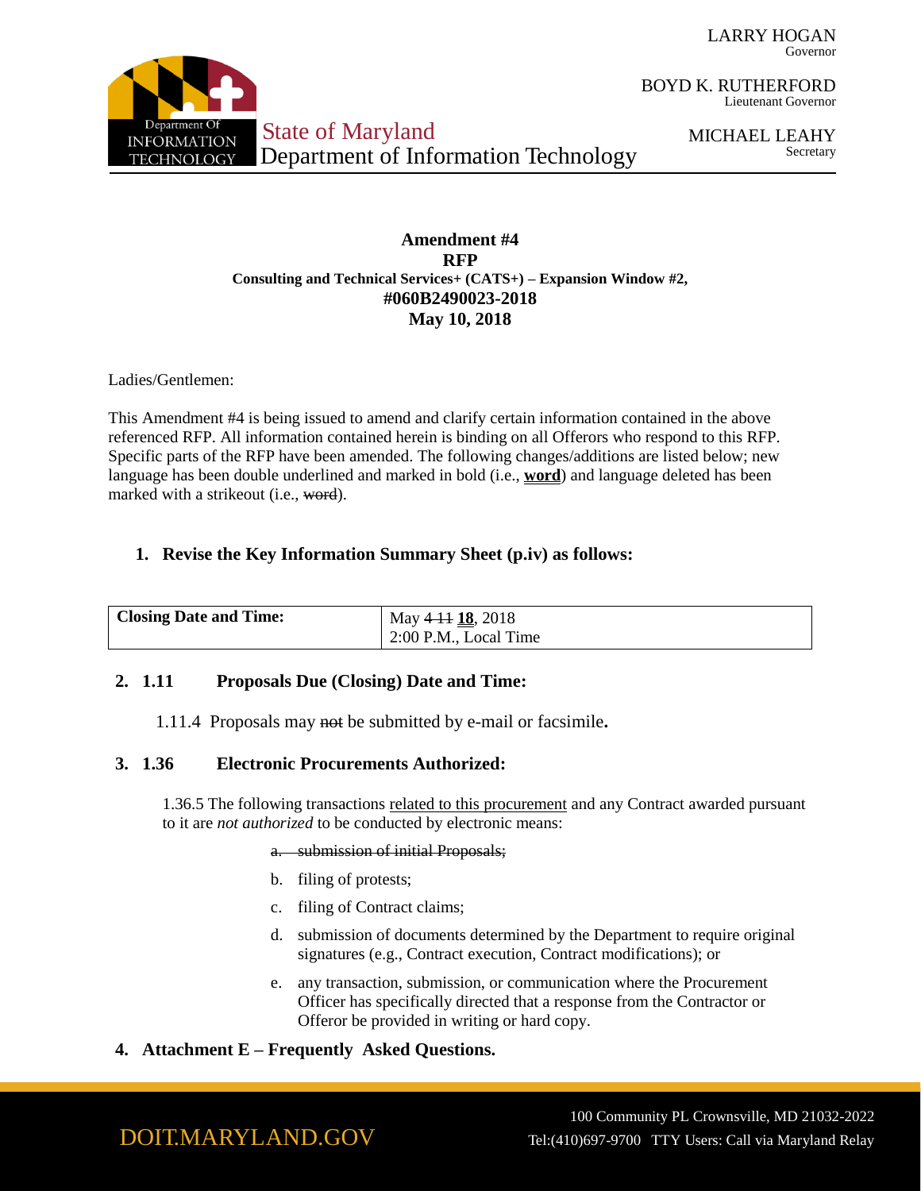LARRY HOGAN
Governor

BOYD K. RUTHERFORD
Lieutenant Governor

MICHAEL LEAHY
Secretary

State of Maryland
Department of Information Technology

**Amendment #4**
**RFP**
**Consulting and Technical Services+ (CATS+) – Expansion Window #2,**
**#060B2490023-2018**
**May 10, 2018**

Ladies/Gentlemen:

This Amendment #4 is being issued to amend and clarify certain information contained in the above referenced RFP. All information contained herein is binding on all Offerors who respond to this RFP. Specific parts of the RFP have been amended. The following changes/additions are listed below; new language has been double underlined and marked in bold (i.e., **word**) and language deleted has been marked with a strikeout (i.e., ~~word~~).

## 1. Revise the Key Information Summary Sheet (p.iv) as follows:

| **Closing Date and Time:** | May ~~4~~ ~~11~~ **18**, 2018<br>2:00 P.M., Local Time |
|---|---|

## 2. 1.11 Proposals Due (Closing) Date and Time:

1.11.4 Proposals may ~~not~~ be submitted by e-mail or facsimile.

## 3. 1.36 Electronic Procurements Authorized:

1.36.5 The following transactions related to this procurement and any Contract awarded pursuant to it are *not authorized* to be conducted by electronic means:

a. ~~submission of initial Proposals;~~

b. filing of protests;

c. filing of Contract claims;

d. submission of documents determined by the Department to require original signatures (e.g., Contract execution, Contract modifications); or

e. any transaction, submission, or communication where the Procurement Officer has specifically directed that a response from the Contractor or Offeror be provided in writing or hard copy.

## 4. Attachment E – Frequently Asked Questions.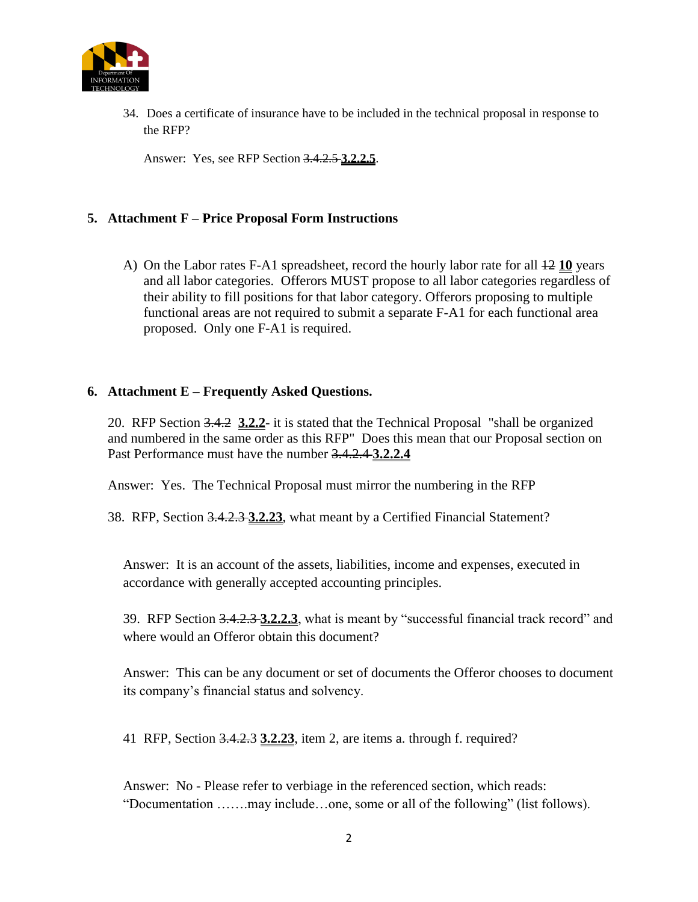34. Does a certificate of insurance have to be included in the technical proposal in response to the RFP?

Answer: Yes, see RFP Section ~~3.4.2.5~~ **3.2.2.5**.

## 5. Attachment F – Price Proposal Form Instructions

A) On the Labor rates F-A1 spreadsheet, record the hourly labor rate for all ~~12~~ **10** years and all labor categories. Offerors MUST propose to all labor categories regardless of their ability to fill positions for that labor category. Offerors proposing to multiple functional areas are not required to submit a separate F-A1 for each functional area proposed. Only one F-A1 is required.

## 6. Attachment E – Frequently Asked Questions.

20. RFP Section ~~3.4.2~~ **3.2.2**- it is stated that the Technical Proposal "shall be organized and numbered in the same order as this RFP" Does this mean that our Proposal section on Past Performance must have the number ~~3.4.2.4~~ **3.2.2.4**

Answer: Yes. The Technical Proposal must mirror the numbering in the RFP

38. RFP, Section ~~3.4.2.3~~ **3.2.23**, what meant by a Certified Financial Statement?

Answer: It is an account of the assets, liabilities, income and expenses, executed in accordance with generally accepted accounting principles.

39. RFP Section ~~3.4.2.3~~ **3.2.2.3**, what is meant by "successful financial track record" and where would an Offeror obtain this document?

Answer: This can be any document or set of documents the Offeror chooses to document its company's financial status and solvency.

41 RFP, Section ~~3.4.2.~~3 **3.2.23**, item 2, are items a. through f. required?

Answer: No - Please refer to verbiage in the referenced section, which reads: "Documentation …….may include…one, some or all of the following" (list follows).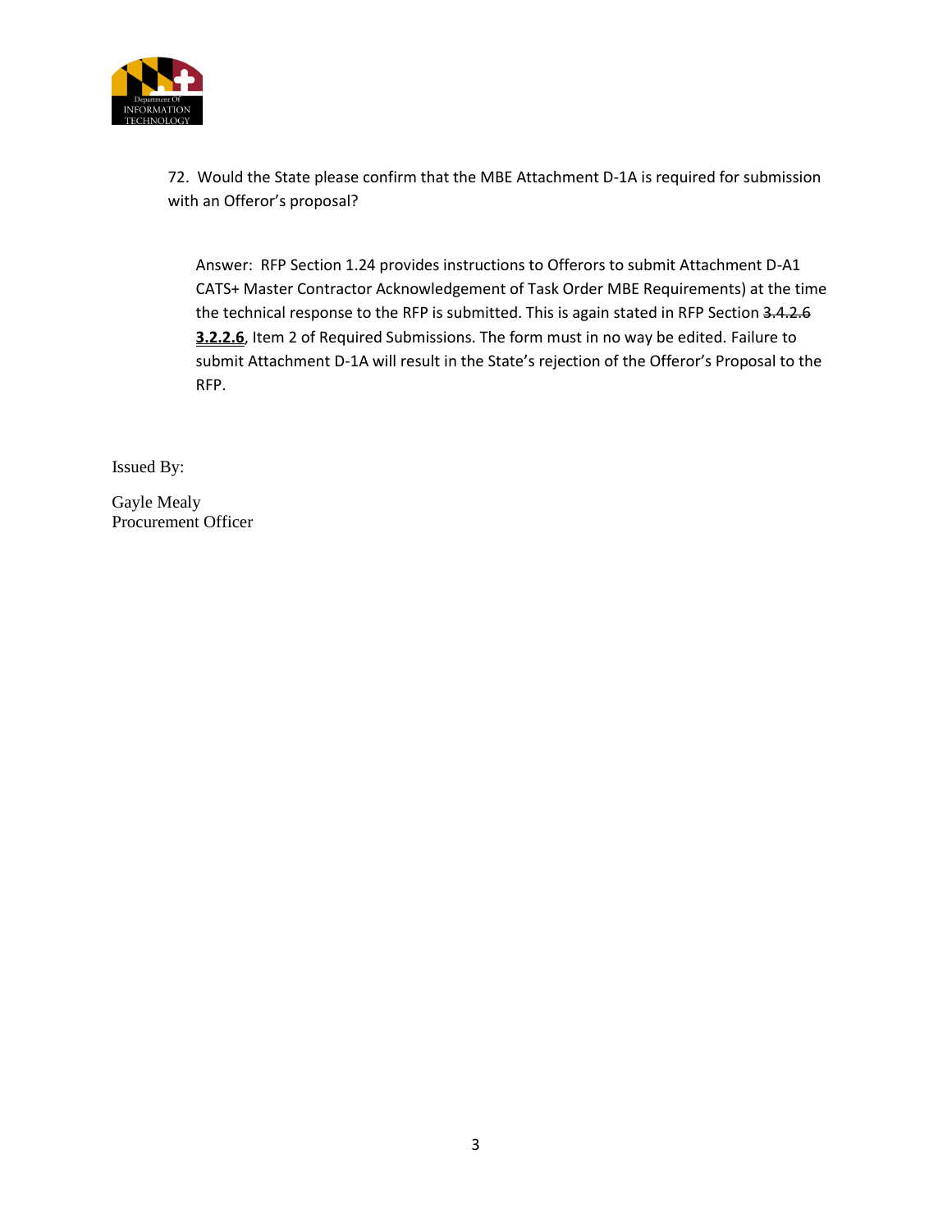72. Would the State please confirm that the MBE Attachment D-1A is required for submission with an Offeror's proposal?

Answer: RFP Section 1.24 provides instructions to Offerors to submit Attachment D-A1 CATS+ Master Contractor Acknowledgement of Task Order MBE Requirements) at the time the technical response to the RFP is submitted. This is again stated in RFP Section ~~3.4.2.6~~ **3.2.2.6**, Item 2 of Required Submissions. The form must in no way be edited. Failure to submit Attachment D-1A will result in the State's rejection of the Offeror's Proposal to the RFP.

Issued By:

Gayle Mealy
Procurement Officer